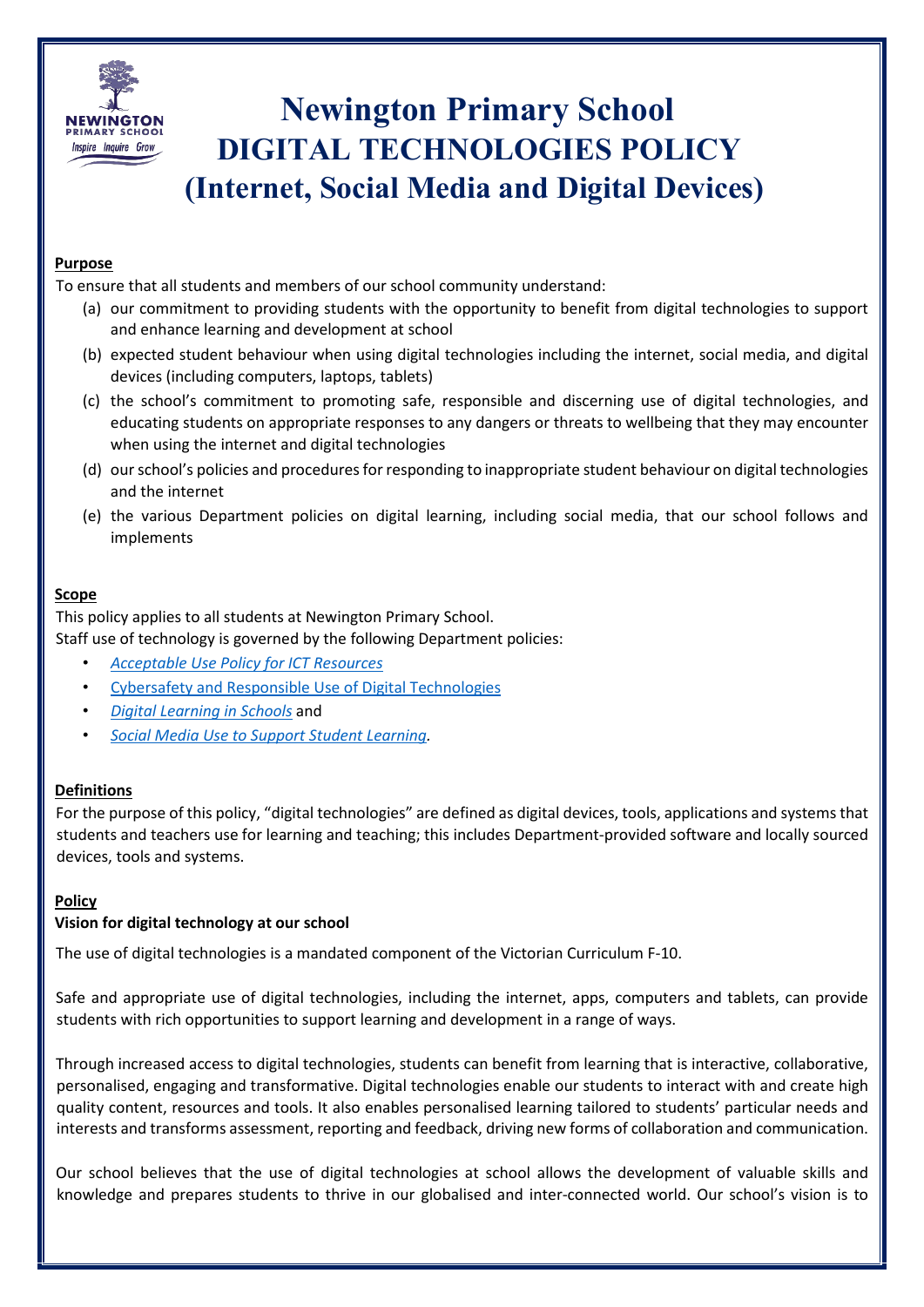# Newington Primary School
# DIGITAL TECHNOLOGIES POLICY
# (Internet, Social Media and Digital Devices)

## Purpose

To ensure that all students and members of our school community understand:

(a) our commitment to providing students with the opportunity to benefit from digital technologies to support and enhance learning and development at school

(b) expected student behaviour when using digital technologies including the internet, social media, and digital devices (including computers, laptops, tablets)

(c) the school's commitment to promoting safe, responsible and discerning use of digital technologies, and educating students on appropriate responses to any dangers or threats to wellbeing that they may encounter when using the internet and digital technologies

(d) our school's policies and procedures for responding to inappropriate student behaviour on digital technologies and the internet

(e) the various Department policies on digital learning, including social media, that our school follows and implements

## Scope

This policy applies to all students at Newington Primary School.

Staff use of technology is governed by the following Department policies:

- *Acceptable Use Policy for ICT Resources*
- Cybersafety and Responsible Use of Digital Technologies
- *Digital Learning in Schools* and
- *Social Media Use to Support Student Learning*.

## Definitions

For the purpose of this policy, "digital technologies" are defined as digital devices, tools, applications and systems that students and teachers use for learning and teaching; this includes Department-provided software and locally sourced devices, tools and systems.

## Policy

### Vision for digital technology at our school

The use of digital technologies is a mandated component of the Victorian Curriculum F-10.

Safe and appropriate use of digital technologies, including the internet, apps, computers and tablets, can provide students with rich opportunities to support learning and development in a range of ways.

Through increased access to digital technologies, students can benefit from learning that is interactive, collaborative, personalised, engaging and transformative. Digital technologies enable our students to interact with and create high quality content, resources and tools. It also enables personalised learning tailored to students' particular needs and interests and transforms assessment, reporting and feedback, driving new forms of collaboration and communication.

Our school believes that the use of digital technologies at school allows the development of valuable skills and knowledge and prepares students to thrive in our globalised and inter-connected world. Our school's vision is to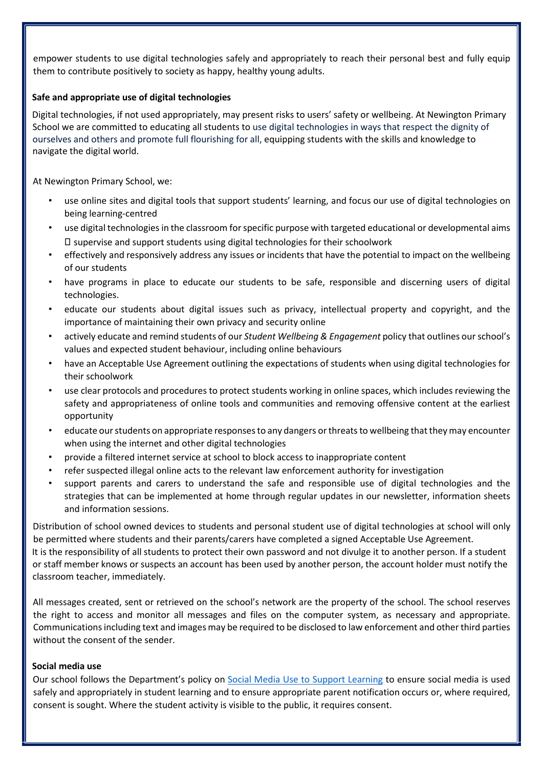empower students to use digital technologies safely and appropriately to reach their personal best and fully equip them to contribute positively to society as happy, healthy young adults.

### Safe and appropriate use of digital technologies

Digital technologies, if not used appropriately, may present risks to users' safety or wellbeing. At Newington Primary School we are committed to educating all students to use digital technologies in ways that respect the dignity of ourselves and others and promote full flourishing for all, equipping students with the skills and knowledge to navigate the digital world.

At Newington Primary School, we:

- use online sites and digital tools that support students' learning, and focus our use of digital technologies on being learning-centred
- use digital technologies in the classroom for specific purpose with targeted educational or developmental aims  supervise and support students using digital technologies for their schoolwork
- effectively and responsively address any issues or incidents that have the potential to impact on the wellbeing of our students
- have programs in place to educate our students to be safe, responsible and discerning users of digital technologies.
- educate our students about digital issues such as privacy, intellectual property and copyright, and the importance of maintaining their own privacy and security online
- actively educate and remind students of our *Student Wellbeing & Engagement* policy that outlines our school's values and expected student behaviour, including online behaviours
- have an Acceptable Use Agreement outlining the expectations of students when using digital technologies for their schoolwork
- use clear protocols and procedures to protect students working in online spaces, which includes reviewing the safety and appropriateness of online tools and communities and removing offensive content at the earliest opportunity
- educate our students on appropriate responses to any dangers or threats to wellbeing that they may encounter when using the internet and other digital technologies
- provide a filtered internet service at school to block access to inappropriate content
- refer suspected illegal online acts to the relevant law enforcement authority for investigation
- support parents and carers to understand the safe and responsible use of digital technologies and the strategies that can be implemented at home through regular updates in our newsletter, information sheets and information sessions.

Distribution of school owned devices to students and personal student use of digital technologies at school will only be permitted where students and their parents/carers have completed a signed Acceptable Use Agreement. It is the responsibility of all students to protect their own password and not divulge it to another person. If a student or staff member knows or suspects an account has been used by another person, the account holder must notify the classroom teacher, immediately.

All messages created, sent or retrieved on the school's network are the property of the school. The school reserves the right to access and monitor all messages and files on the computer system, as necessary and appropriate. Communications including text and images may be required to be disclosed to law enforcement and other third parties without the consent of the sender.

### Social media use

Our school follows the Department's policy on Social Media Use to Support Learning to ensure social media is used safely and appropriately in student learning and to ensure appropriate parent notification occurs or, where required, consent is sought. Where the student activity is visible to the public, it requires consent.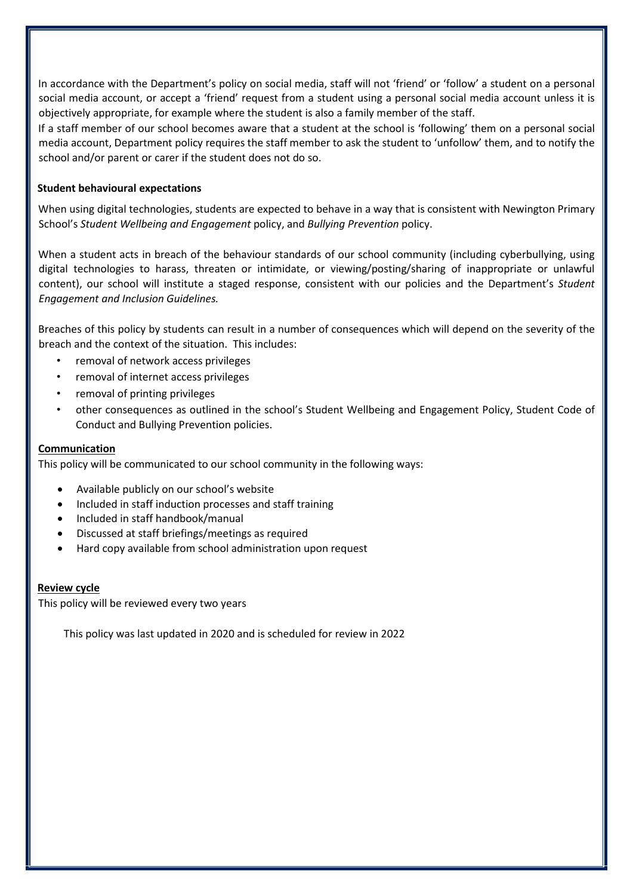In accordance with the Department's policy on social media, staff will not 'friend' or 'follow' a student on a personal social media account, or accept a 'friend' request from a student using a personal social media account unless it is objectively appropriate, for example where the student is also a family member of the staff.

If a staff member of our school becomes aware that a student at the school is 'following' them on a personal social media account, Department policy requires the staff member to ask the student to 'unfollow' them, and to notify the school and/or parent or carer if the student does not do so.

**Student behavioural expectations**

When using digital technologies, students are expected to behave in a way that is consistent with Newington Primary School's *Student Wellbeing and Engagement* policy, and *Bullying Prevention* policy.

When a student acts in breach of the behaviour standards of our school community (including cyberbullying, using digital technologies to harass, threaten or intimidate, or viewing/posting/sharing of inappropriate or unlawful content), our school will institute a staged response, consistent with our policies and the Department's *Student Engagement and Inclusion Guidelines.*

Breaches of this policy by students can result in a number of consequences which will depend on the severity of the breach and the context of the situation. This includes:

- removal of network access privileges
- removal of internet access privileges
- removal of printing privileges
- other consequences as outlined in the school's Student Wellbeing and Engagement Policy, Student Code of Conduct and Bullying Prevention policies.

**Communication**

This policy will be communicated to our school community in the following ways:

- Available publicly on our school's website
- Included in staff induction processes and staff training
- Included in staff handbook/manual
- Discussed at staff briefings/meetings as required
- Hard copy available from school administration upon request

**Review cycle**

This policy will be reviewed every two years

This policy was last updated in 2020 and is scheduled for review in 2022